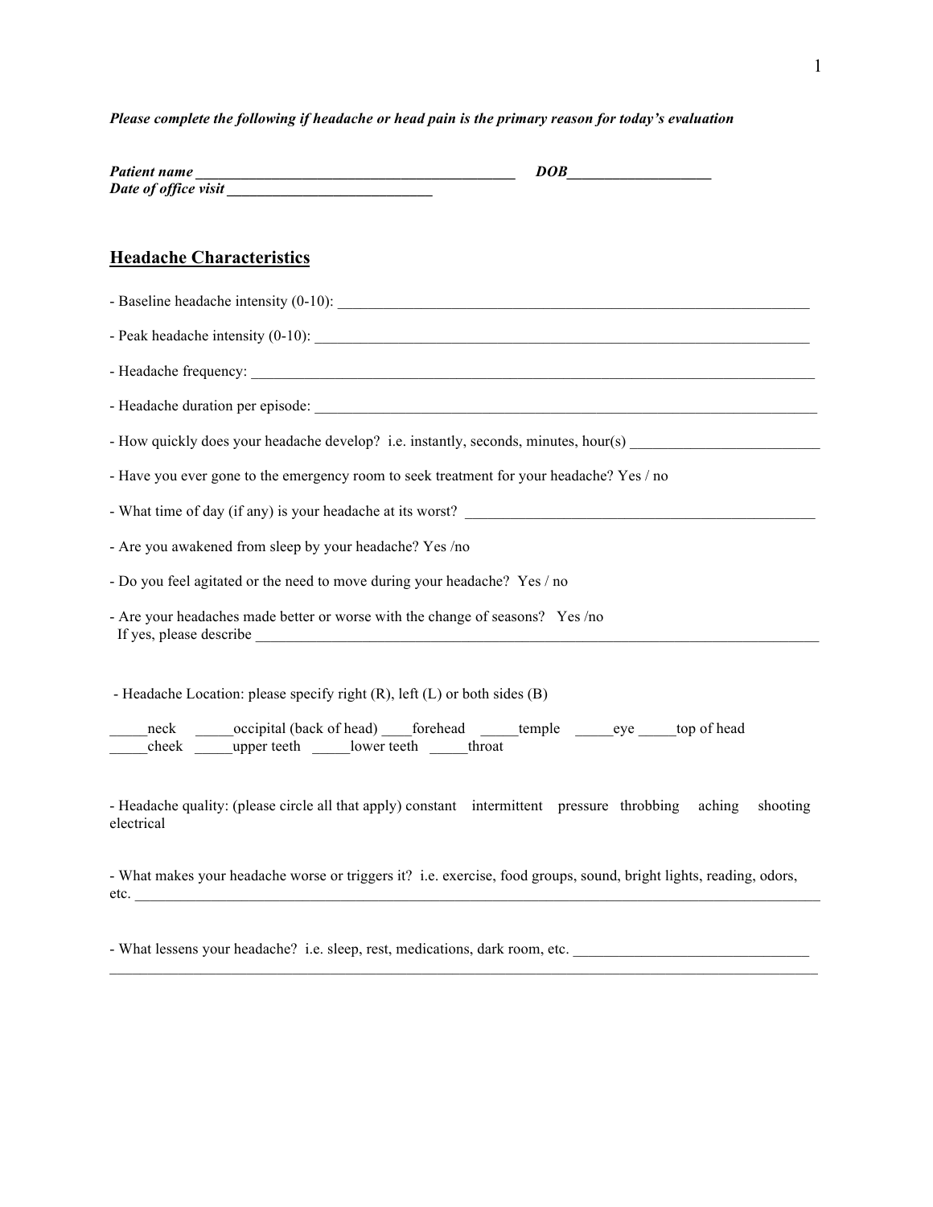***Please complete the following if headache or head pain is the primary reason for today's evaluation***

***Patient name*** ___________________________________________ ***DOB***___________________
***Date of office visit*** ___________________________

## Headache Characteristics

- Baseline headache intensity (0-10): ________________________________________________________________

- Peak headache intensity (0-10): __________________________________________________________________

- Headache frequency: ____________________________________________________________________________

- Headache duration per episode: ____________________________________________________________________

- How quickly does your headache develop? i.e. instantly, seconds, minutes, hour(s) _________________________

- Have you ever gone to the emergency room to seek treatment for your headache? Yes / no

- What time of day (if any) is your headache at its worst? _______________________________________________

- Are you awakened from sleep by your headache? Yes /no

- Do you feel agitated or the need to move during your headache? Yes / no

- Are your headaches made better or worse with the change of seasons? Yes /no
  If yes, please describe ______________________________________________________________________________

- Headache Location: please specify right (R), left (L) or both sides (B)

_____neck _____occipital (back of head) ____forehead _____temple _____eye _____top of head
_____cheek _____upper teeth _____lower teeth _____throat

- Headache quality: (please circle all that apply) constant intermittent pressure throbbing aching shooting electrical

- What makes your headache worse or triggers it? i.e. exercise, food groups, sound, bright lights, reading, odors, etc. _____________________________________________________________________________________________

- What lessens your headache? i.e. sleep, rest, medications, dark room, etc. _______________________________
_____________________________________________________________________________________________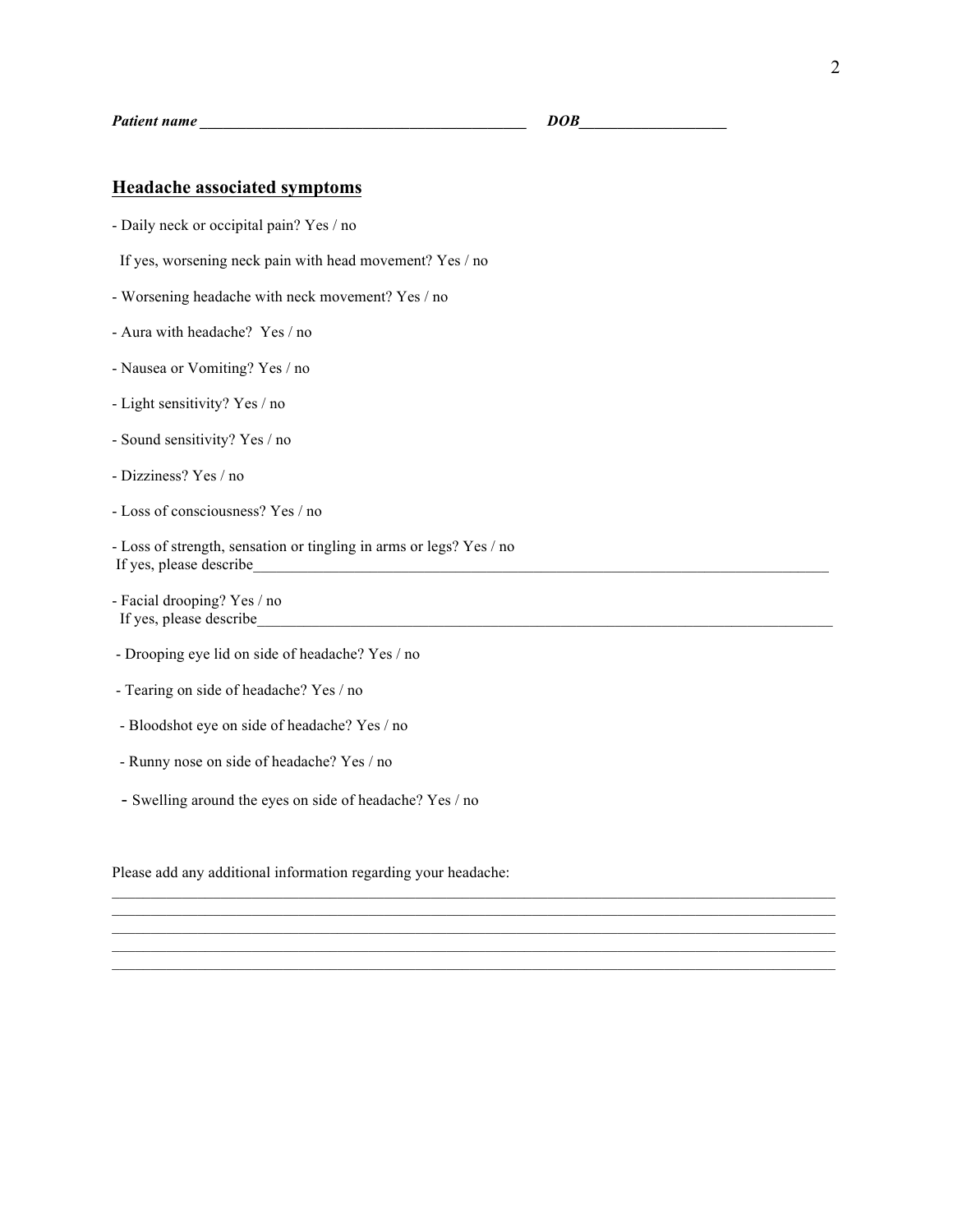***Patient name*** **\_\_\_\_\_\_\_\_\_\_\_\_\_\_\_\_\_\_\_\_\_\_\_\_\_\_\_\_\_\_\_\_\_\_\_\_\_\_\_\_\_\_** ***DOB*** **\_\_\_\_\_\_\_\_\_\_\_\_\_\_\_\_\_\_\_**

## Headache associated symptoms

- Daily neck or occipital pain? Yes / no

  If yes, worsening neck pain with head movement? Yes / no

- Worsening headache with neck movement? Yes / no

- Aura with headache? Yes / no

- Nausea or Vomiting? Yes / no

- Light sensitivity? Yes / no

- Sound sensitivity? Yes / no

- Dizziness? Yes / no

- Loss of consciousness? Yes / no

- Loss of strength, sensation or tingling in arms or legs? Yes / no
  If yes, please describe\_\_\_\_\_\_\_\_\_\_\_\_\_\_\_\_\_\_\_\_\_\_\_\_\_\_\_\_\_\_\_\_\_\_\_\_\_\_\_\_\_\_\_\_\_\_\_\_\_\_\_\_\_\_\_\_\_\_\_\_\_\_\_\_\_\_\_\_\_\_\_\_\_\_\_\_\_

- Facial drooping? Yes / no
  If yes, please describe\_\_\_\_\_\_\_\_\_\_\_\_\_\_\_\_\_\_\_\_\_\_\_\_\_\_\_\_\_\_\_\_\_\_\_\_\_\_\_\_\_\_\_\_\_\_\_\_\_\_\_\_\_\_\_\_\_\_\_\_\_\_\_\_\_\_\_\_\_\_\_\_\_\_\_\_\_

- Drooping eye lid on side of headache? Yes / no

- Tearing on side of headache? Yes / no

- Bloodshot eye on side of headache? Yes / no

- Runny nose on side of headache? Yes / no

- Swelling around the eyes on side of headache? Yes / no

Please add any additional information regarding your headache:

\_\_\_\_\_\_\_\_\_\_\_\_\_\_\_\_\_\_\_\_\_\_\_\_\_\_\_\_\_\_\_\_\_\_\_\_\_\_\_\_\_\_\_\_\_\_\_\_\_\_\_\_\_\_\_\_\_\_\_\_\_\_\_\_\_\_\_\_\_\_\_\_\_\_\_\_\_\_\_\_\_\_\_\_\_\_\_\_\_\_\_\_\_\_\_

\_\_\_\_\_\_\_\_\_\_\_\_\_\_\_\_\_\_\_\_\_\_\_\_\_\_\_\_\_\_\_\_\_\_\_\_\_\_\_\_\_\_\_\_\_\_\_\_\_\_\_\_\_\_\_\_\_\_\_\_\_\_\_\_\_\_\_\_\_\_\_\_\_\_\_\_\_\_\_\_\_\_\_\_\_\_\_\_\_\_\_\_\_\_\_

\_\_\_\_\_\_\_\_\_\_\_\_\_\_\_\_\_\_\_\_\_\_\_\_\_\_\_\_\_\_\_\_\_\_\_\_\_\_\_\_\_\_\_\_\_\_\_\_\_\_\_\_\_\_\_\_\_\_\_\_\_\_\_\_\_\_\_\_\_\_\_\_\_\_\_\_\_\_\_\_\_\_\_\_\_\_\_\_\_\_\_\_\_\_\_

\_\_\_\_\_\_\_\_\_\_\_\_\_\_\_\_\_\_\_\_\_\_\_\_\_\_\_\_\_\_\_\_\_\_\_\_\_\_\_\_\_\_\_\_\_\_\_\_\_\_\_\_\_\_\_\_\_\_\_\_\_\_\_\_\_\_\_\_\_\_\_\_\_\_\_\_\_\_\_\_\_\_\_\_\_\_\_\_\_\_\_\_\_\_\_

\_\_\_\_\_\_\_\_\_\_\_\_\_\_\_\_\_\_\_\_\_\_\_\_\_\_\_\_\_\_\_\_\_\_\_\_\_\_\_\_\_\_\_\_\_\_\_\_\_\_\_\_\_\_\_\_\_\_\_\_\_\_\_\_\_\_\_\_\_\_\_\_\_\_\_\_\_\_\_\_\_\_\_\_\_\_\_\_\_\_\_\_\_\_\_